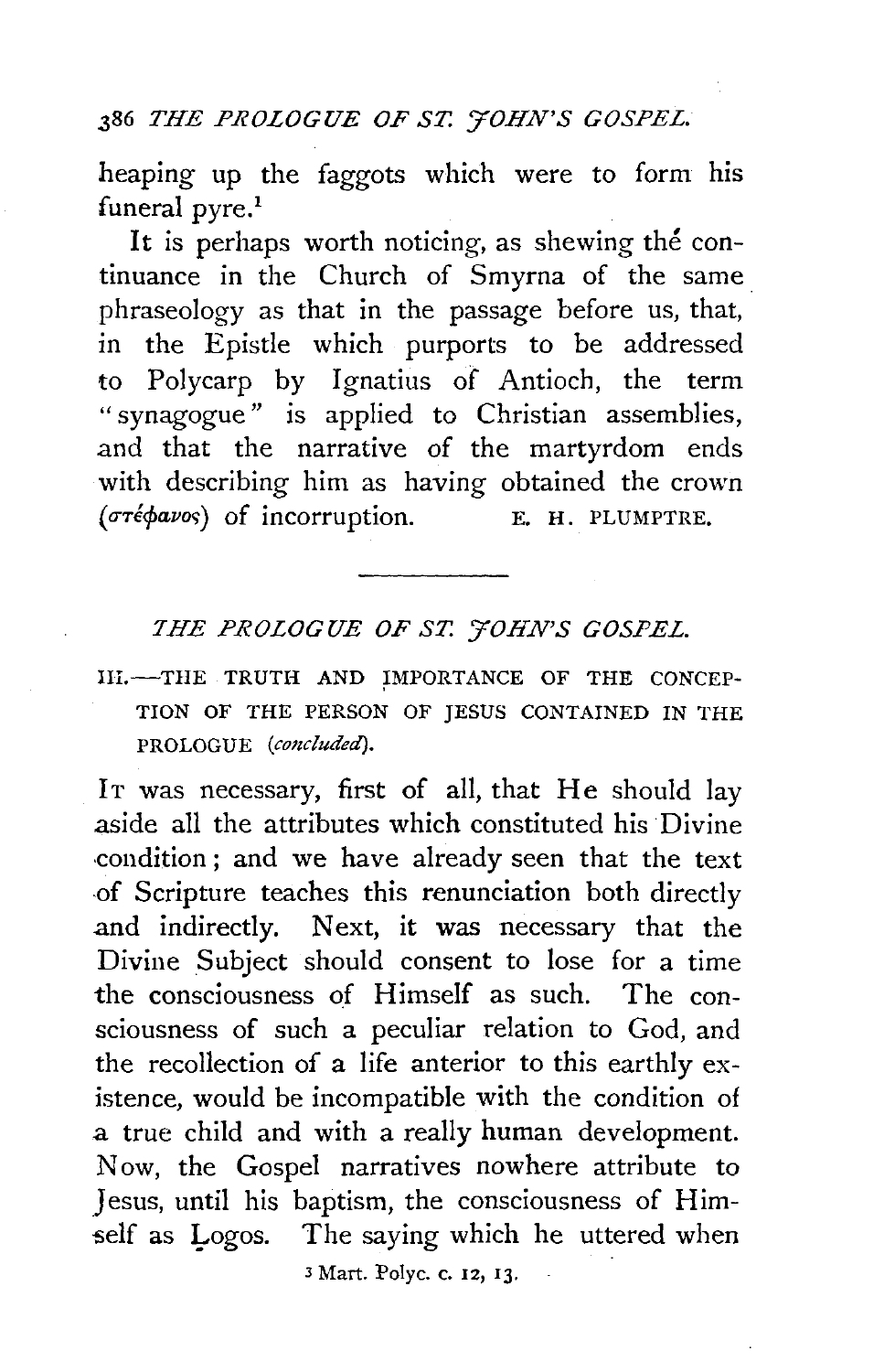heaping up the faggots which were to form his funeral pyre.[1]

It is perhaps worth noticing, as shewing the continuance in the Church of Smyrna of the same phraseology as that in the passage before us, that, in the Epistle which purports to be addressed to Polycarp by Ignatius of Antioch, the term "synagogue" is applied to Christian assemblies, and that the narrative of the martyrdom ends with describing him as having obtained the crown (στέφανος) of incorruption.

E. H. PLUMPTRE.

---

## *THE PROLOGUE OF ST. JOHN'S GOSPEL.*

### III.—THE TRUTH AND IMPORTANCE OF THE CONCEPTION OF THE PERSON OF JESUS CONTAINED IN THE PROLOGUE (*concluded*).

IT was necessary, first of all, that He should lay aside all the attributes which constituted his Divine condition; and we have already seen that the text of Scripture teaches this renunciation both directly and indirectly. Next, it was necessary that the Divine Subject should consent to lose for a time the consciousness of Himself as such. The consciousness of such a peculiar relation to God, and the recollection of a life anterior to this earthly existence, would be incompatible with the condition of a true child and with a really human development. Now, the Gospel narratives nowhere attribute to Jesus, until his baptism, the consciousness of Himself as Logos. The saying which he uttered when

[1] Mart. Polyc. c. 12, 13.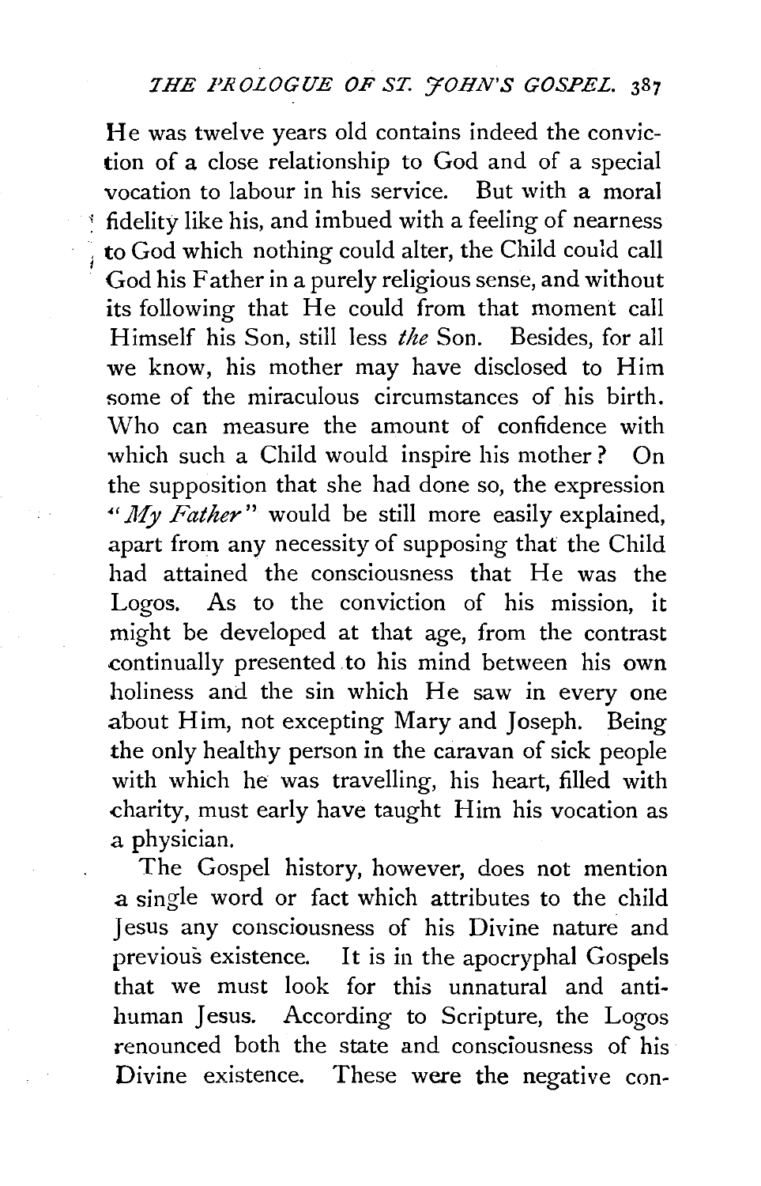He was twelve years old contains indeed the conviction of a close relationship to God and of a special vocation to labour in his service. But with a moral fidelity like his, and imbued with a feeling of nearness to God which nothing could alter, the Child could call God his Father in a purely religious sense, and without its following that He could from that moment call Himself his Son, still less *the* Son. Besides, for all we know, his mother may have disclosed to Him some of the miraculous circumstances of his birth. Who can measure the amount of confidence with which such a Child would inspire his mother? On the supposition that she had done so, the expression "*My Father*" would be still more easily explained, apart from any necessity of supposing that the Child had attained the consciousness that He was the Logos. As to the conviction of his mission, it might be developed at that age, from the contrast continually presented to his mind between his own holiness and the sin which He saw in every one about Him, not excepting Mary and Joseph. Being the only healthy person in the caravan of sick people with which he was travelling, his heart, filled with charity, must early have taught Him his vocation as a physician.

The Gospel history, however, does not mention a single word or fact which attributes to the child Jesus any consciousness of his Divine nature and previous existence. It is in the apocryphal Gospels that we must look for this unnatural and anti-human Jesus. According to Scripture, the Logos renounced both the state and consciousness of his Divine existence. These were the negative con-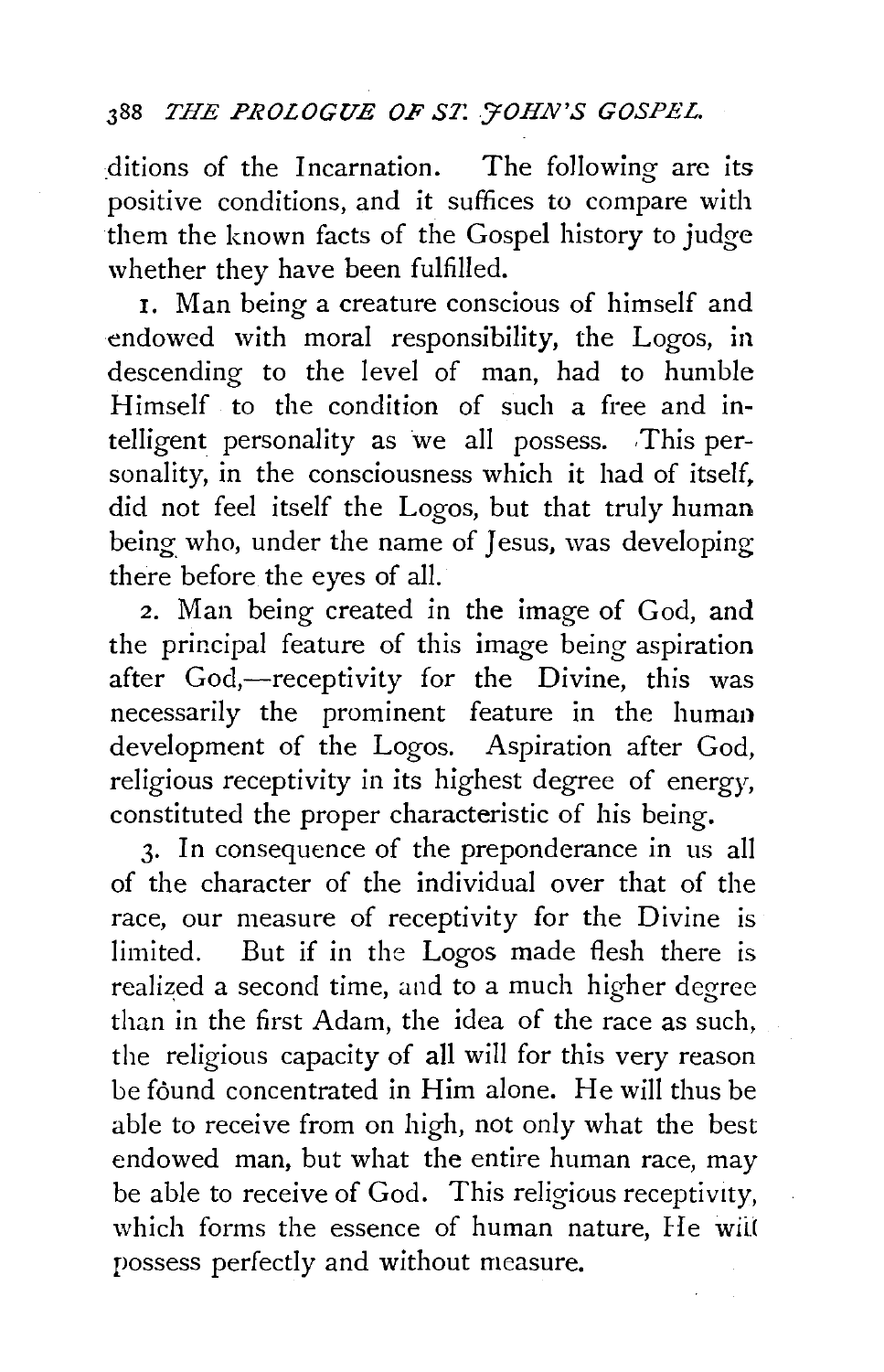ditions of the Incarnation. The following are its positive conditions, and it suffices to compare with them the known facts of the Gospel history to judge whether they have been fulfilled.

1. Man being a creature conscious of himself and endowed with moral responsibility, the Logos, in descending to the level of man, had to humble Himself to the condition of such a free and intelligent personality as we all possess. This personality, in the consciousness which it had of itself, did not feel itself the Logos, but that truly human being who, under the name of Jesus, was developing there before the eyes of all.

2. Man being created in the image of God, and the principal feature of this image being aspiration after God,—receptivity for the Divine, this was necessarily the prominent feature in the human development of the Logos. Aspiration after God, religious receptivity in its highest degree of energy, constituted the proper characteristic of his being.

3. In consequence of the preponderance in us all of the character of the individual over that of the race, our measure of receptivity for the Divine is limited. But if in the Logos made flesh there is realized a second time, and to a much higher degree than in the first Adam, the idea of the race as such, the religious capacity of all will for this very reason be fôund concentrated in Him alone. He will thus be able to receive from on high, not only what the best endowed man, but what the entire human race, may be able to receive of God. This religious receptivity, which forms the essence of human nature, He will possess perfectly and without measure.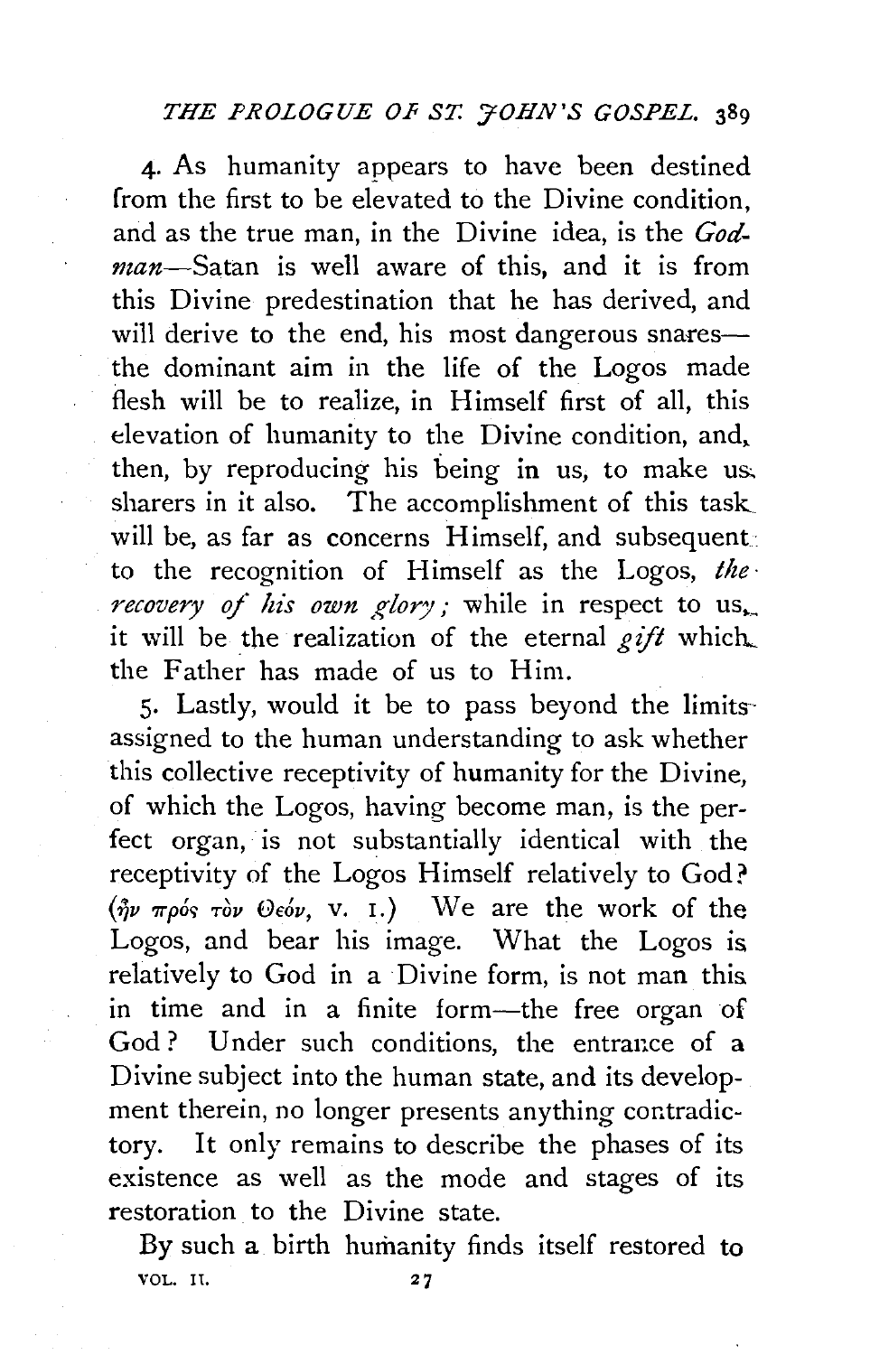4. As humanity appears to have been destined from the first to be elevated to the Divine condition, and as the true man, in the Divine idea, is the *God-man*—Satan is well aware of this, and it is from this Divine predestination that he has derived, and will derive to the end, his most dangerous snares—the dominant aim in the life of the Logos made flesh will be to realize, in Himself first of all, this elevation of humanity to the Divine condition, and, then, by reproducing his being in us, to make us sharers in it also. The accomplishment of this task will be, as far as concerns Himself, and subsequent to the recognition of Himself as the Logos, *the recovery of his own glory;* while in respect to us, it will be the realization of the eternal *gift* which the Father has made of us to Him.

5. Lastly, would it be to pass beyond the limits assigned to the human understanding to ask whether this collective receptivity of humanity for the Divine, of which the Logos, having become man, is the perfect organ, is not substantially identical with the receptivity of the Logos Himself relatively to God? (ἦν πρὸς τὸν Θεόν, v. 1.) We are the work of the Logos, and bear his image. What the Logos is relatively to God in a Divine form, is not man this in time and in a finite form—the free organ of God? Under such conditions, the entrance of a Divine subject into the human state, and its development therein, no longer presents anything contradictory. It only remains to describe the phases of its existence as well as the mode and stages of its restoration to the Divine state.

By such a birth humanity finds itself restored to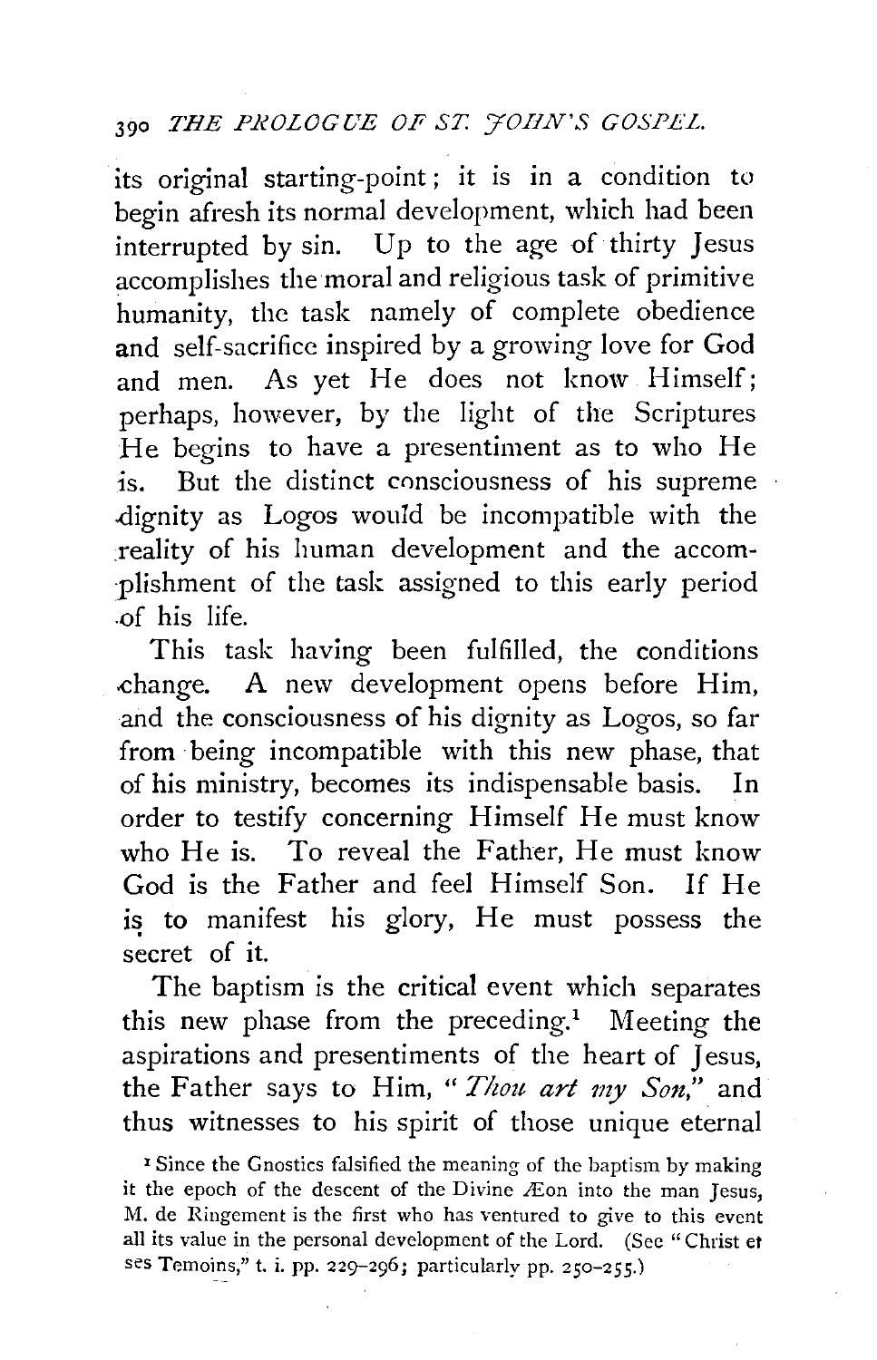its original starting-point; it is in a condition to begin afresh its normal development, which had been interrupted by sin. Up to the age of thirty Jesus accomplishes the moral and religious task of primitive humanity, the task namely of complete obedience and self-sacrifice inspired by a growing love for God and men. As yet He does not know Himself; perhaps, however, by the light of the Scriptures He begins to have a presentiment as to who He is. But the distinct consciousness of his supreme dignity as Logos would be incompatible with the reality of his human development and the accomplishment of the task assigned to this early period of his life.

This task having been fulfilled, the conditions change. A new development opens before Him, and the consciousness of his dignity as Logos, so far from being incompatible with this new phase, that of his ministry, becomes its indispensable basis. In order to testify concerning Himself He must know who He is. To reveal the Father, He must know God is the Father and feel Himself Son. If He is to manifest his glory, He must possess the secret of it.

The baptism is the critical event which separates this new phase from the preceding.[1] Meeting the aspirations and presentiments of the heart of Jesus, the Father says to Him, "*Thou art my Son,*" and thus witnesses to his spirit of those unique eternal

[1] Since the Gnostics falsified the meaning of the baptism by making it the epoch of the descent of the Divine Æon into the man Jesus, M. de Ringement is the first who has ventured to give to this event all its value in the personal development of the Lord. (See "Christ et ses Temoins," t. i. pp. 229–296; particularly pp. 250–255.)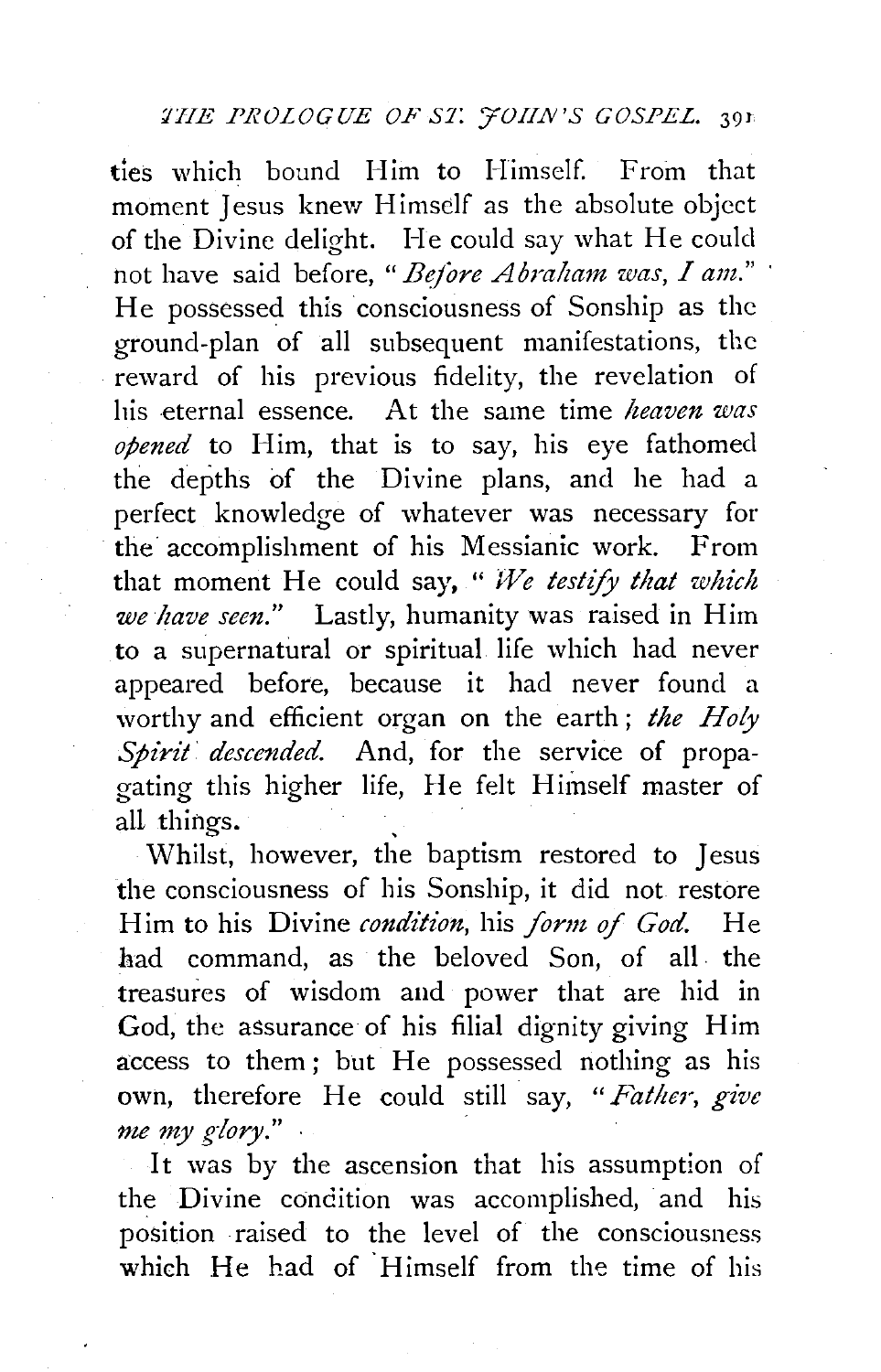ties which bound Him to Himself. From that moment Jesus knew Himself as the absolute object of the Divine delight. He could say what He could not have said before, "*Before Abraham was, I am.*" He possessed this consciousness of Sonship as the ground-plan of all subsequent manifestations, the reward of his previous fidelity, the revelation of his eternal essence. At the same time *heaven was opened* to Him, that is to say, his eye fathomed the depths of the Divine plans, and he had a perfect knowledge of whatever was necessary for the accomplishment of his Messianic work. From that moment He could say, "*We testify that which we have seen.*" Lastly, humanity was raised in Him to a supernatural or spiritual life which had never appeared before, because it had never found a worthy and efficient organ on the earth; *the Holy Spirit descended.* And, for the service of propagating this higher life, He felt Himself master of all things.

Whilst, however, the baptism restored to Jesus the consciousness of his Sonship, it did not restore Him to his Divine *condition*, his *form of God.* He had command, as the beloved Son, of all the treasures of wisdom and power that are hid in God, the assurance of his filial dignity giving Him access to them; but He possessed nothing as his own, therefore He could still say, "*Father, give me my glory.*"

It was by the ascension that his assumption of the Divine condition was accomplished, and his position raised to the level of the consciousness which He had of Himself from the time of his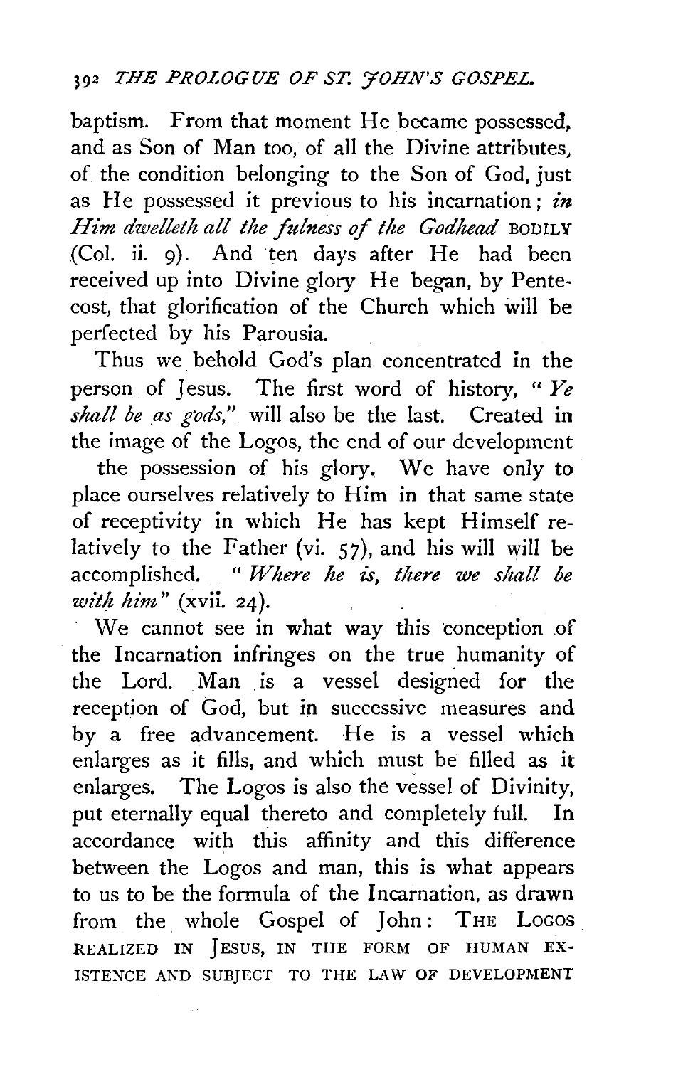baptism. From that moment He became possessed, and as Son of Man too, of all the Divine attributes, of the condition belonging to the Son of God, just as He possessed it previous to his incarnation; *in Him dwelleth all the fulness of the Godhead* BODILY (Col. ii. 9). And ten days after He had been received up into Divine glory He began, by Pentecost, that glorification of the Church which will be perfected by his Parousia.

Thus we behold God's plan concentrated in the person of Jesus. The first word of history, "*Ye shall be as gods*," will also be the last. Created in the image of the Logos, the end of our development the possession of his glory. We have only to place ourselves relatively to Him in that same state of receptivity in which He has kept Himself relatively to the Father (vi. 57), and his will will be accomplished. "*Where he is, there we shall be with him*" (xvii. 24).

We cannot see in what way this conception of the Incarnation infringes on the true humanity of the Lord. Man is a vessel designed for the reception of God, but in successive measures and by a free advancement. He is a vessel which enlarges as it fills, and which must be filled as it enlarges. The Logos is also the vessel of Divinity, put eternally equal thereto and completely full. In accordance with this affinity and this difference between the Logos and man, this is what appears to us to be the formula of the Incarnation, as drawn from the whole Gospel of John: THE LOGOS REALIZED IN JESUS, IN THE FORM OF HUMAN EXISTENCE AND SUBJECT TO THE LAW OF DEVELOPMENT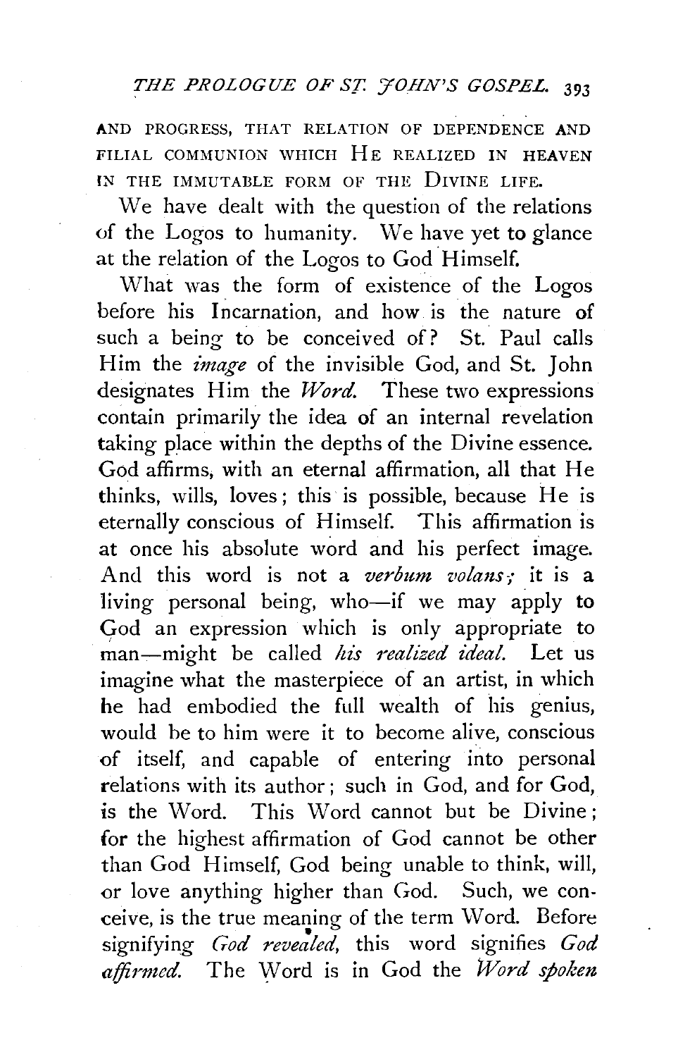AND PROGRESS, THAT RELATION OF DEPENDENCE AND FILIAL COMMUNION WHICH HE REALIZED IN HEAVEN IN THE IMMUTABLE FORM OF THE DIVINE LIFE.

We have dealt with the question of the relations of the Logos to humanity. We have yet to glance at the relation of the Logos to God Himself.

What was the form of existence of the Logos before his Incarnation, and how is the nature of such a being to be conceived of? St. Paul calls Him the *image* of the invisible God, and St. John designates Him the *Word.* These two expressions contain primarily the idea of an internal revelation taking place within the depths of the Divine essence. God affirms, with an eternal affirmation, all that He thinks, wills, loves; this is possible, because He is eternally conscious of Himself. This affirmation is at once his absolute word and his perfect image. And this word is not a *verbum volans;* it is a living personal being, who—if we may apply to God an expression which is only appropriate to man—might be called *his realized ideal.* Let us imagine what the masterpiece of an artist, in which he had embodied the full wealth of his genius, would be to him were it to become alive, conscious of itself, and capable of entering into personal relations with its author; such in God, and for God, is the Word. This Word cannot but be Divine; for the highest affirmation of God cannot be other than God Himself, God being unable to think, will, or love anything higher than God. Such, we conceive, is the true meaning of the term Word. Before signifying *God revealed,* this word signifies *God affirmed.* The Word is in God the *Word spoken*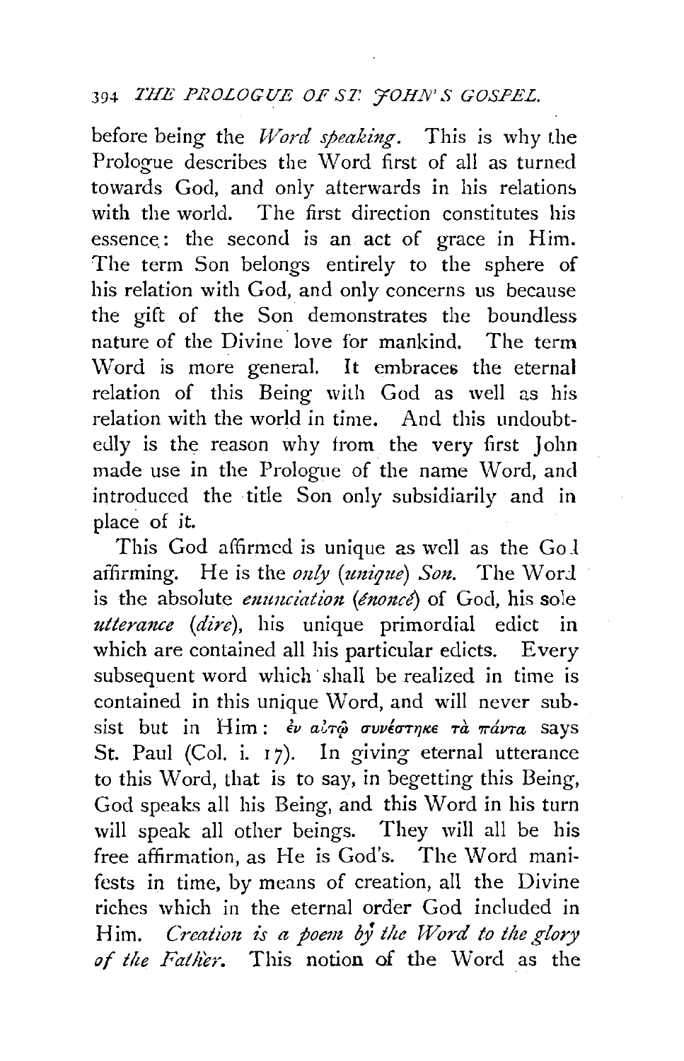before being the *Word speaking*. This is why the Prologue describes the Word first of all as turned towards God, and only afterwards in his relations with the world. The first direction constitutes his essence: the second is an act of grace in Him. The term Son belongs entirely to the sphere of his relation with God, and only concerns us because the gift of the Son demonstrates the boundless nature of the Divine love for mankind. The term Word is more general. It embraces the eternal relation of this Being with God as well as his relation with the world in time. And this undoubtedly is the reason why from the very first John made use in the Prologue of the name Word, and introduced the title Son only subsidiarily and in place of it.

This God affirmed is unique as well as the God affirming. He is the *only* (*unique*) *Son*. The Word is the absolute *enunciation* (*énoncé*) of God, his sole *utterance* (*dire*), his unique primordial edict in which are contained all his particular edicts. Every subsequent word which shall be realized in time is contained in this unique Word, and will never subsist but in Him: ἐν αὐτῷ συνέστηκε τὰ πάντα says St. Paul (Col. i. 17). In giving eternal utterance to this Word, that is to say, in begetting this Being, God speaks all his Being, and this Word in his turn will speak all other beings. They will all be his free affirmation, as He is God's. The Word manifests in time, by means of creation, all the Divine riches which in the eternal order God included in Him. *Creation is a poem by the Word to the glory of the Father*. This notion of the Word as the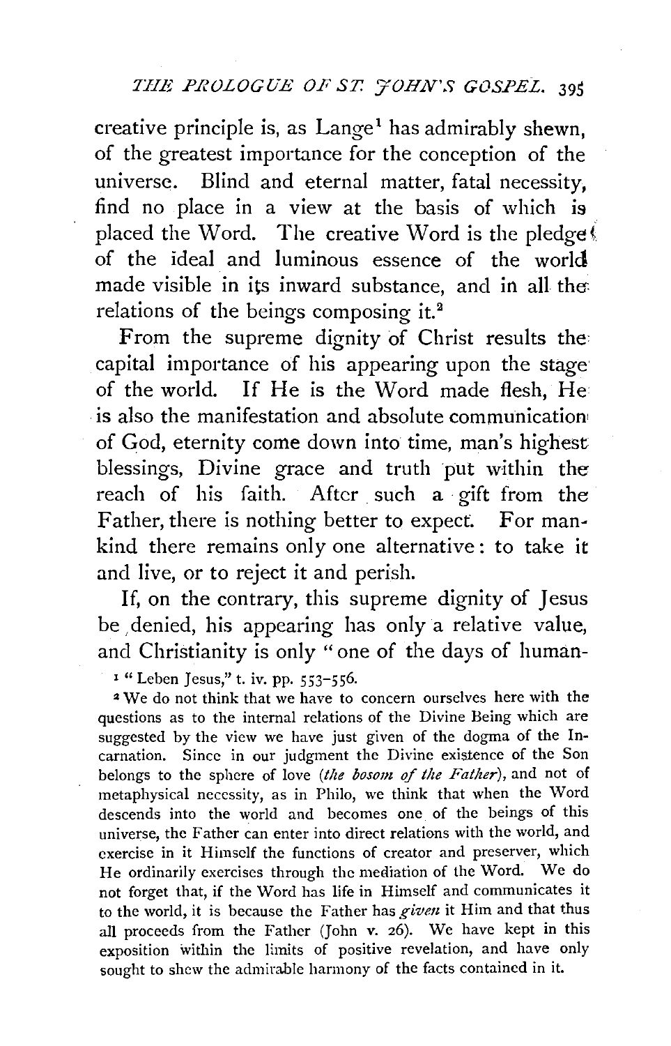creative principle is, as Lange[1] has admirably shewn, of the greatest importance for the conception of the universe. Blind and eternal matter, fatal necessity, find no place in a view at the basis of which is placed the Word. The creative Word is the pledge of the ideal and luminous essence of the world made visible in its inward substance, and in all the relations of the beings composing it.[2]

From the supreme dignity of Christ results the capital importance of his appearing upon the stage of the world. If He is the Word made flesh, He is also the manifestation and absolute communication of God, eternity come down into time, man's highest blessings, Divine grace and truth put within the reach of his faith. After such a gift from the Father, there is nothing better to expect. For mankind there remains only one alternative: to take it and live, or to reject it and perish.

If, on the contrary, this supreme dignity of Jesus be denied, his appearing has only a relative value, and Christianity is only "one of the days of human-

[1] "Leben Jesus," t. iv. pp. 553–556.

[2] We do not think that we have to concern ourselves here with the questions as to the internal relations of the Divine Being which are suggested by the view we have just given of the dogma of the Incarnation. Since in our judgment the Divine existence of the Son belongs to the sphere of love (*the bosom of the Father*), and not of metaphysical necessity, as in Philo, we think that when the Word descends into the world and becomes one of the beings of this universe, the Father can enter into direct relations with the world, and exercise in it Himself the functions of creator and preserver, which He ordinarily exercises through the mediation of the Word. We do not forget that, if the Word has life in Himself and communicates it to the world, it is because the Father has *given* it Him and that thus all proceeds from the Father (John v. 26). We have kept in this exposition within the limits of positive revelation, and have only sought to shew the admirable harmony of the facts contained in it.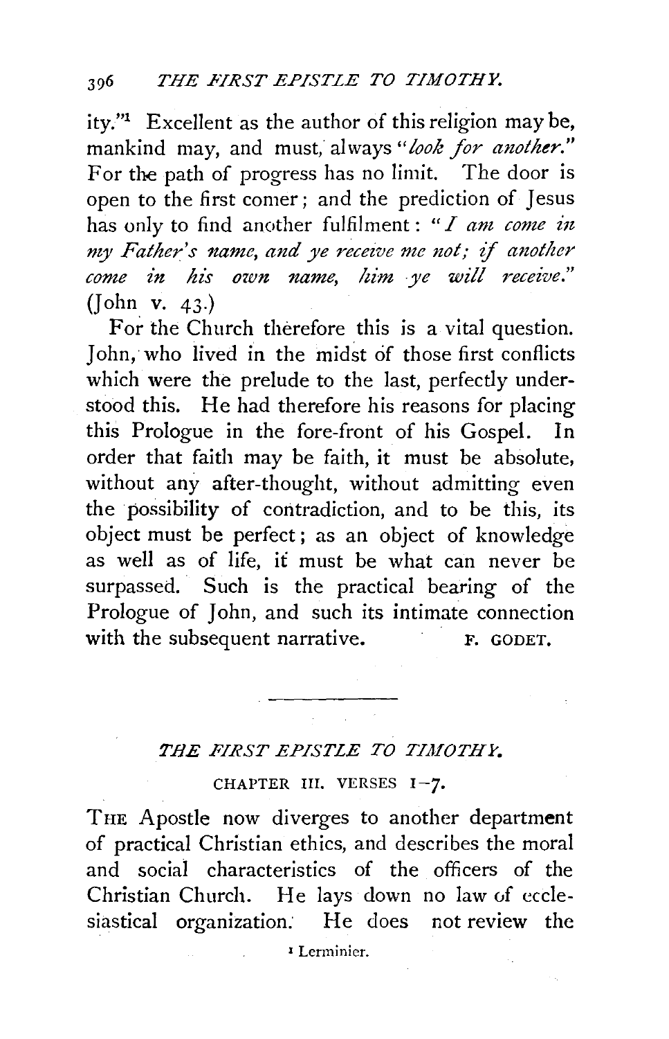ity."[1] Excellent as the author of this religion may be, mankind may, and must, always "*look for another.*" For the path of progress has no limit. The door is open to the first comer; and the prediction of Jesus has only to find another fulfilment: "*I am come in my Father's name, and ye receive me not; if another come in his own name, him ye will receive.*" (John v. 43.)

For the Church therefore this is a vital question. John, who lived in the midst of those first conflicts which were the prelude to the last, perfectly understood this. He had therefore his reasons for placing this Prologue in the fore-front of his Gospel. In order that faith may be faith, it must be absolute, without any after-thought, without admitting even the possibility of contradiction, and to be this, its object must be perfect; as an object of knowledge as well as of life, it must be what can never be surpassed. Such is the practical bearing of the Prologue of John, and such its intimate connection with the subsequent narrative.

F. GODET.

---

## *THE FIRST EPISTLE TO TIMOTHY.*

### CHAPTER III. VERSES 1–7.

THE Apostle now diverges to another department of practical Christian ethics, and describes the moral and social characteristics of the officers of the Christian Church. He lays down no law of ecclesiastical organization. He does not review the

[1] Lerminier.